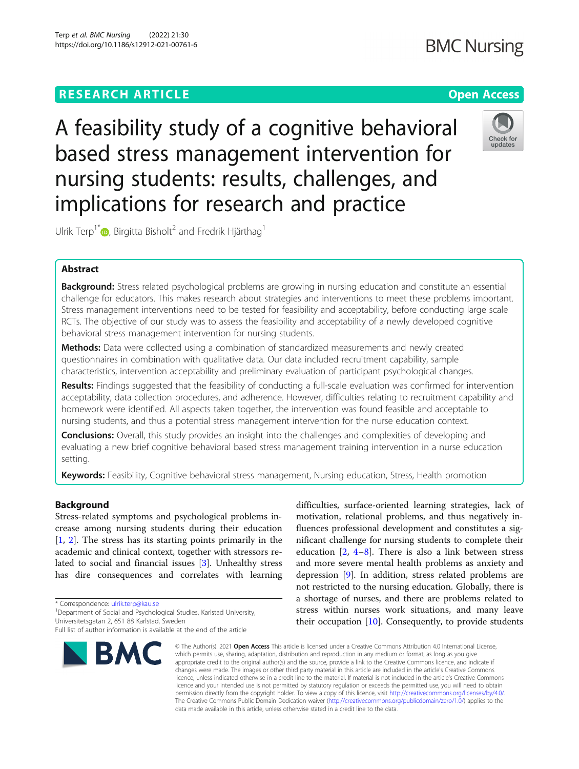RESEARCH ARTICLE

Open Access

# A feasibility study of a cognitive behavioral based stress management intervention for nursing students: results, challenges, and implications for research and practice

Ulrik Terp[1*], Birgitta Bisholt[2] and Fredrik Hjärthag[1]

## Abstract

**Background:** Stress related psychological problems are growing in nursing education and constitute an essential challenge for educators. This makes research about strategies and interventions to meet these problems important. Stress management interventions need to be tested for feasibility and acceptability, before conducting large scale RCTs. The objective of our study was to assess the feasibility and acceptability of a newly developed cognitive behavioral stress management intervention for nursing students.

**Methods:** Data were collected using a combination of standardized measurements and newly created questionnaires in combination with qualitative data. Our data included recruitment capability, sample characteristics, intervention acceptability and preliminary evaluation of participant psychological changes.

**Results:** Findings suggested that the feasibility of conducting a full-scale evaluation was confirmed for intervention acceptability, data collection procedures, and adherence. However, difficulties relating to recruitment capability and homework were identified. All aspects taken together, the intervention was found feasible and acceptable to nursing students, and thus a potential stress management intervention for the nurse education context.

**Conclusions:** Overall, this study provides an insight into the challenges and complexities of developing and evaluating a new brief cognitive behavioral based stress management training intervention in a nurse education setting.

**Keywords:** Feasibility, Cognitive behavioral stress management, Nursing education, Stress, Health promotion

## Background

Stress-related symptoms and psychological problems increase among nursing students during their education [1, 2]. The stress has its starting points primarily in the academic and clinical context, together with stressors related to social and financial issues [3]. Unhealthy stress has dire consequences and correlates with learning difficulties, surface-oriented learning strategies, lack of motivation, relational problems, and thus negatively influences professional development and constitutes a significant challenge for nursing students to complete their education [2, 4–8]. There is also a link between stress and more severe mental health problems as anxiety and depression [9]. In addition, stress related problems are not restricted to the nursing education. Globally, there is a shortage of nurses, and there are problems related to stress within nurses work situations, and many leave their occupation [10]. Consequently, to provide students

* Correspondence: ulrik.terp@kau.se
[1]Department of Social and Psychological Studies, Karlstad University, Universitetsgatan 2, 651 88 Karlstad, Sweden
Full list of author information is available at the end of the article

© The Author(s). 2021 **Open Access** This article is licensed under a Creative Commons Attribution 4.0 International License, which permits use, sharing, adaptation, distribution and reproduction in any medium or format, as long as you give appropriate credit to the original author(s) and the source, provide a link to the Creative Commons licence, and indicate if changes were made. The images or other third party material in this article are included in the article's Creative Commons licence, unless indicated otherwise in a credit line to the material. If material is not included in the article's Creative Commons licence and your intended use is not permitted by statutory regulation or exceeds the permitted use, you will need to obtain permission directly from the copyright holder. To view a copy of this licence, visit http://creativecommons.org/licenses/by/4.0/. The Creative Commons Public Domain Dedication waiver (http://creativecommons.org/publicdomain/zero/1.0/) applies to the data made available in this article, unless otherwise stated in a credit line to the data.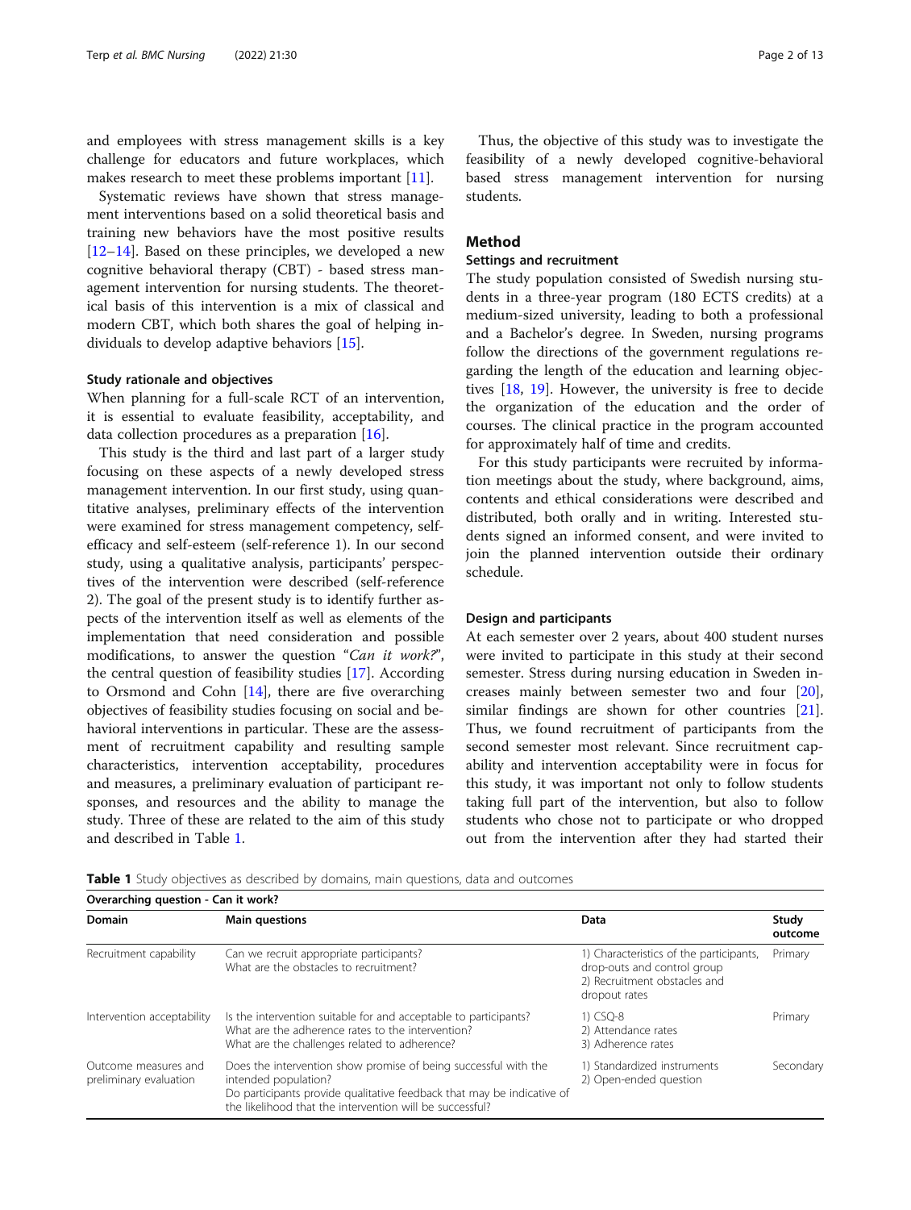and employees with stress management skills is a key challenge for educators and future workplaces, which makes research to meet these problems important [11].

Systematic reviews have shown that stress management interventions based on a solid theoretical basis and training new behaviors have the most positive results [12–14]. Based on these principles, we developed a new cognitive behavioral therapy (CBT) - based stress management intervention for nursing students. The theoretical basis of this intervention is a mix of classical and modern CBT, which both shares the goal of helping individuals to develop adaptive behaviors [15].

### Study rationale and objectives

When planning for a full-scale RCT of an intervention, it is essential to evaluate feasibility, acceptability, and data collection procedures as a preparation [16].

This study is the third and last part of a larger study focusing on these aspects of a newly developed stress management intervention. In our first study, using quantitative analyses, preliminary effects of the intervention were examined for stress management competency, self-efficacy and self-esteem (self-reference 1). In our second study, using a qualitative analysis, participants' perspectives of the intervention were described (self-reference 2). The goal of the present study is to identify further aspects of the intervention itself as well as elements of the implementation that need consideration and possible modifications, to answer the question "*Can it work?*", the central question of feasibility studies [17]. According to Orsmond and Cohn [14], there are five overarching objectives of feasibility studies focusing on social and behavioral interventions in particular. These are the assessment of recruitment capability and resulting sample characteristics, intervention acceptability, procedures and measures, a preliminary evaluation of participant responses, and resources and the ability to manage the study. Three of these are related to the aim of this study and described in Table 1.

Thus, the objective of this study was to investigate the feasibility of a newly developed cognitive-behavioral based stress management intervention for nursing students.

## Method

### Settings and recruitment

The study population consisted of Swedish nursing students in a three-year program (180 ECTS credits) at a medium-sized university, leading to both a professional and a Bachelor's degree. In Sweden, nursing programs follow the directions of the government regulations regarding the length of the education and learning objectives [18, 19]. However, the university is free to decide the organization of the education and the order of courses. The clinical practice in the program accounted for approximately half of time and credits.

For this study participants were recruited by information meetings about the study, where background, aims, contents and ethical considerations were described and distributed, both orally and in writing. Interested students signed an informed consent, and were invited to join the planned intervention outside their ordinary schedule.

### Design and participants

At each semester over 2 years, about 400 student nurses were invited to participate in this study at their second semester. Stress during nursing education in Sweden increases mainly between semester two and four [20], similar findings are shown for other countries [21]. Thus, we found recruitment of participants from the second semester most relevant. Since recruitment capability and intervention acceptability were in focus for this study, it was important not only to follow students taking full part of the intervention, but also to follow students who chose not to participate or who dropped out from the intervention after they had started their

**Table 1** Study objectives as described by domains, main questions, data and outcomes

| Overarching question - Can it work? | | | |
|---|---|---|---|
| **Domain** | **Main questions** | **Data** | **Study outcome** |
| Recruitment capability | Can we recruit appropriate participants?<br>What are the obstacles to recruitment? | 1) Characteristics of the participants, drop-outs and control group<br>2) Recruitment obstacles and dropout rates | Primary |
| Intervention acceptability | Is the intervention suitable for and acceptable to participants?<br>What are the adherence rates to the intervention?<br>What are the challenges related to adherence? | 1) CSQ-8<br>2) Attendance rates<br>3) Adherence rates | Primary |
| Outcome measures and preliminary evaluation | Does the intervention show promise of being successful with the intended population?<br>Do participants provide qualitative feedback that may be indicative of the likelihood that the intervention will be successful? | 1) Standardized instruments<br>2) Open-ended question | Secondary |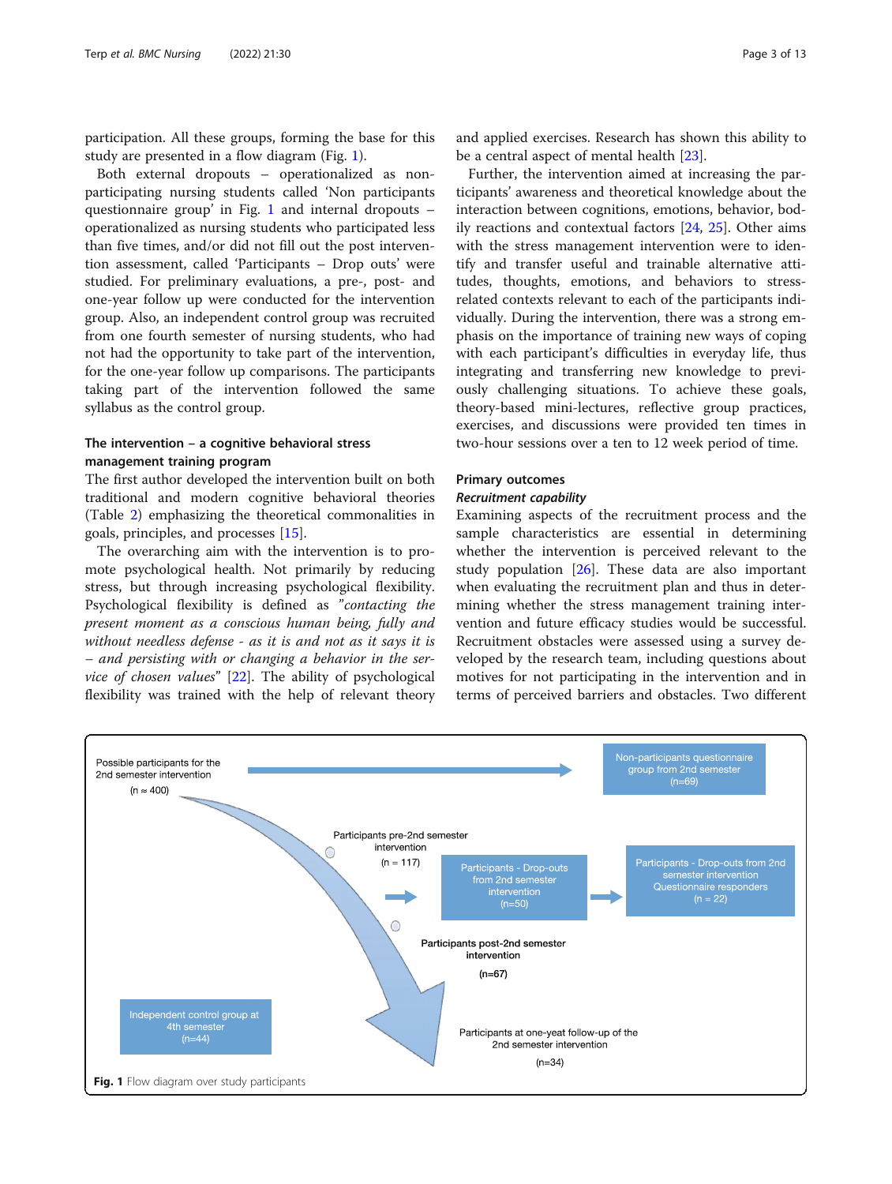participation. All these groups, forming the base for this study are presented in a flow diagram (Fig. 1).

Both external dropouts – operationalized as non-participating nursing students called 'Non participants questionnaire group' in Fig. 1 and internal dropouts – operationalized as nursing students who participated less than five times, and/or did not fill out the post intervention assessment, called 'Participants – Drop outs' were studied. For preliminary evaluations, a pre-, post- and one-year follow up were conducted for the intervention group. Also, an independent control group was recruited from one fourth semester of nursing students, who had not had the opportunity to take part of the intervention, for the one-year follow up comparisons. The participants taking part of the intervention followed the same syllabus as the control group.

### The intervention – a cognitive behavioral stress management training program

The first author developed the intervention built on both traditional and modern cognitive behavioral theories (Table 2) emphasizing the theoretical commonalities in goals, principles, and processes [15].

The overarching aim with the intervention is to promote psychological health. Not primarily by reducing stress, but through increasing psychological flexibility. Psychological flexibility is defined as *"contacting the present moment as a conscious human being, fully and without needless defense - as it is and not as it says it is – and persisting with or changing a behavior in the service of chosen values"* [22]. The ability of psychological flexibility was trained with the help of relevant theory and applied exercises. Research has shown this ability to be a central aspect of mental health [23].

Further, the intervention aimed at increasing the participants' awareness and theoretical knowledge about the interaction between cognitions, emotions, behavior, bodily reactions and contextual factors [24, 25]. Other aims with the stress management intervention were to identify and transfer useful and trainable alternative attitudes, thoughts, emotions, and behaviors to stress-related contexts relevant to each of the participants individually. During the intervention, there was a strong emphasis on the importance of training new ways of coping with each participant's difficulties in everyday life, thus integrating and transferring new knowledge to previously challenging situations. To achieve these goals, theory-based mini-lectures, reflective group practices, exercises, and discussions were provided ten times in two-hour sessions over a ten to 12 week period of time.

### Primary outcomes

#### *Recruitment capability*

Examining aspects of the recruitment process and the sample characteristics are essential in determining whether the intervention is perceived relevant to the study population [26]. These data are also important when evaluating the recruitment plan and thus in determining whether the stress management training intervention and future efficacy studies would be successful. Recruitment obstacles were assessed using a survey developed by the research team, including questions about motives for not participating in the intervention and in terms of perceived barriers and obstacles. Two different

Possible participants for the 2nd semester intervention (n ≈ 400)

Non-participants questionnaire group from 2nd semester (n=69)

Participants pre-2nd semester intervention (n = 117)

Participants - Drop-outs from 2nd semester intervention (n=50)

Participants - Drop-outs from 2nd semester intervention Questionnaire responders (n = 22)

Participants post-2nd semester intervention (n=67)

Independent control group at 4th semester (n=44)

Participants at one-yeat follow-up of the 2nd semester intervention (n=34)

**Fig. 1** Flow diagram over study participants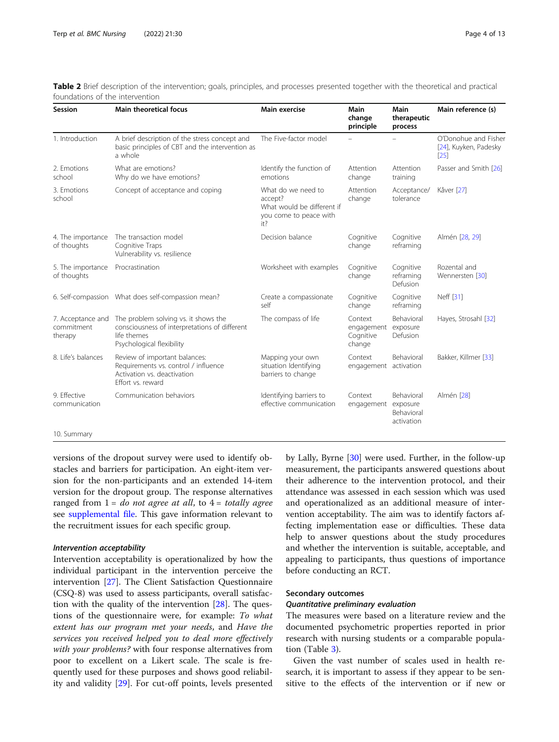**Table 2** Brief description of the intervention; goals, principles, and processes presented together with the theoretical and practical foundations of the intervention

| Session | Main theoretical focus | Main exercise | Main change principle | Main therapeutic process | Main reference (s) |
|---|---|---|---|---|---|
| 1. Introduction | A brief description of the stress concept and basic principles of CBT and the intervention as a whole | The Five-factor model | – | – | O'Donohue and Fisher [24], Kuyken, Padesky [25] |
| 2. Emotions school | What are emotions?<br>Why do we have emotions? | Identify the function of emotions | Attention change | Attention training | Passer and Smith [26] |
| 3. Emotions school | Concept of acceptance and coping | What do we need to accept?<br>What would be different if you come to peace with it? | Attention change | Acceptance/ tolerance | Kåver [27] |
| 4. The importance of thoughts | The transaction model<br>Cognitive Traps<br>Vulnerability vs. resilience | Decision balance | Cognitive change | Cognitive reframing | Almén [28, 29] |
| 5. The importance of thoughts | Procrastination | Worksheet with examples | Cognitive change | Cognitive reframing<br>Defusion | Rozental and Wennersten [30] |
| 6. Self-compassion | What does self-compassion mean? | Create a compassionate self | Cognitive change | Cognitive reframing | Neff [31] |
| 7. Acceptance and commitment therapy | The problem solving vs. it shows the consciousness of interpretations of different life themes<br>Psychological flexibility | The compass of life | Context engagement<br>Cognitive change | Behavioral exposure<br>Defusion | Hayes, Strosahl [32] |
| 8. Life's balances | Review of important balances:<br>Requirements vs. control / influence<br>Activation vs. deactivation<br>Effort vs. reward | Mapping your own situation Identifying barriers to change | Context engagement | Behavioral activation | Bakker, Killmer [33] |
| 9. Effective communication | Communication behaviors | Identifying barriers to effective communication | Context engagement | Behavioral exposure<br>Behavioral activation | Almén [28] |
| 10. Summary | | | | | |

versions of the dropout survey were used to identify obstacles and barriers for participation. An eight-item version for the non-participants and an extended 14-item version for the dropout group. The response alternatives ranged from 1 = *do not agree at all*, to 4 = *totally agree* see supplemental file. This gave information relevant to the recruitment issues for each specific group.

#### *Intervention acceptability*

Intervention acceptability is operationalized by how the individual participant in the intervention perceive the intervention [27]. The Client Satisfaction Questionnaire (CSQ-8) was used to assess participants, overall satisfaction with the quality of the intervention [28]. The questions of the questionnaire were, for example: *To what extent has our program met your needs*, and *Have the services you received helped you to deal more effectively with your problems?* with four response alternatives from poor to excellent on a Likert scale. The scale is frequently used for these purposes and shows good reliability and validity [29]. For cut-off points, levels presented by Lally, Byrne [30] were used. Further, in the follow-up measurement, the participants answered questions about their adherence to the intervention protocol, and their attendance was assessed in each session which was used and operationalized as an additional measure of intervention acceptability. The aim was to identify factors affecting implementation ease or difficulties. These data help to answer questions about the study procedures and whether the intervention is suitable, acceptable, and appealing to participants, thus questions of importance before conducting an RCT.

### Secondary outcomes

#### *Quantitative preliminary evaluation*

The measures were based on a literature review and the documented psychometric properties reported in prior research with nursing students or a comparable population (Table 3).

Given the vast number of scales used in health research, it is important to assess if they appear to be sensitive to the effects of the intervention or if new or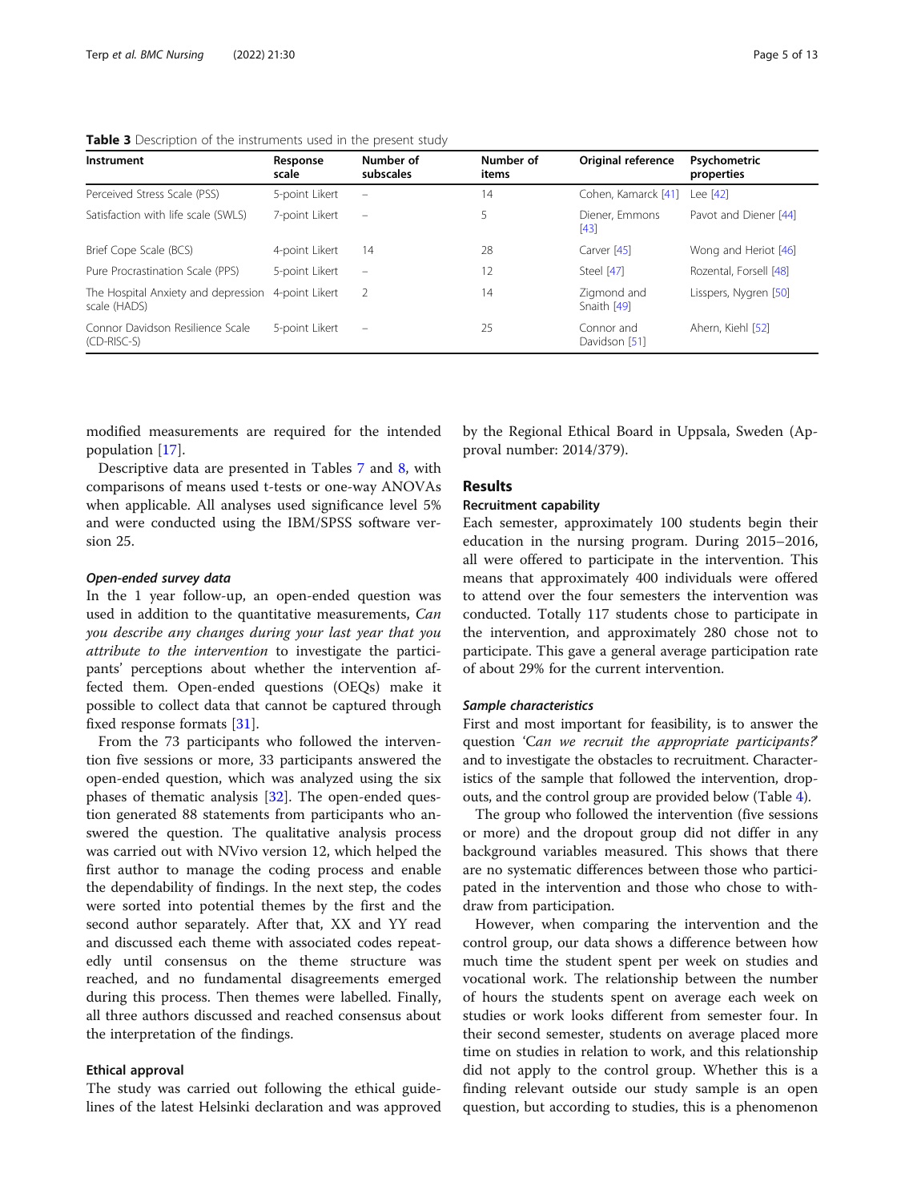**Table 3** Description of the instruments used in the present study

| Instrument | Response scale | Number of subscales | Number of items | Original reference | Psychometric properties |
|---|---|---|---|---|---|
| Perceived Stress Scale (PSS) | 5-point Likert | – | 14 | Cohen, Kamarck [41] | Lee [42] |
| Satisfaction with life scale (SWLS) | 7-point Likert | – | 5 | Diener, Emmons [43] | Pavot and Diener [44] |
| Brief Cope Scale (BCS) | 4-point Likert | 14 | 28 | Carver [45] | Wong and Heriot [46] |
| Pure Procrastination Scale (PPS) | 5-point Likert | – | 12 | Steel [47] | Rozental, Forsell [48] |
| The Hospital Anxiety and depression scale (HADS) | 4-point Likert | 2 | 14 | Zigmond and Snaith [49] | Lisspers, Nygren [50] |
| Connor Davidson Resilience Scale (CD-RISC-S) | 5-point Likert | – | 25 | Connor and Davidson [51] | Ahern, Kiehl [52] |

modified measurements are required for the intended population [17].

Descriptive data are presented in Tables 7 and 8, with comparisons of means used t-tests or one-way ANOVAs when applicable. All analyses used significance level 5% and were conducted using the IBM/SPSS software version 25.

#### *Open-ended survey data*

In the 1 year follow-up, an open-ended question was used in addition to the quantitative measurements, *Can you describe any changes during your last year that you attribute to the intervention* to investigate the participants' perceptions about whether the intervention affected them. Open-ended questions (OEQs) make it possible to collect data that cannot be captured through fixed response formats [31].

From the 73 participants who followed the intervention five sessions or more, 33 participants answered the open-ended question, which was analyzed using the six phases of thematic analysis [32]. The open-ended question generated 88 statements from participants who answered the question. The qualitative analysis process was carried out with NVivo version 12, which helped the first author to manage the coding process and enable the dependability of findings. In the next step, the codes were sorted into potential themes by the first and the second author separately. After that, XX and YY read and discussed each theme with associated codes repeatedly until consensus on the theme structure was reached, and no fundamental disagreements emerged during this process. Then themes were labelled. Finally, all three authors discussed and reached consensus about the interpretation of the findings.

### Ethical approval

The study was carried out following the ethical guidelines of the latest Helsinki declaration and was approved by the Regional Ethical Board in Uppsala, Sweden (Approval number: 2014/379).

## Results

### Recruitment capability

Each semester, approximately 100 students begin their education in the nursing program. During 2015–2016, all were offered to participate in the intervention. This means that approximately 400 individuals were offered to attend over the four semesters the intervention was conducted. Totally 117 students chose to participate in the intervention, and approximately 280 chose not to participate. This gave a general average participation rate of about 29% for the current intervention.

#### *Sample characteristics*

First and most important for feasibility, is to answer the question *'Can we recruit the appropriate participants?'* and to investigate the obstacles to recruitment. Characteristics of the sample that followed the intervention, dropouts, and the control group are provided below (Table 4).

The group who followed the intervention (five sessions or more) and the dropout group did not differ in any background variables measured. This shows that there are no systematic differences between those who participated in the intervention and those who chose to withdraw from participation.

However, when comparing the intervention and the control group, our data shows a difference between how much time the student spent per week on studies and vocational work. The relationship between the number of hours the students spent on average each week on studies or work looks different from semester four. In their second semester, students on average placed more time on studies in relation to work, and this relationship did not apply to the control group. Whether this is a finding relevant outside our study sample is an open question, but according to studies, this is a phenomenon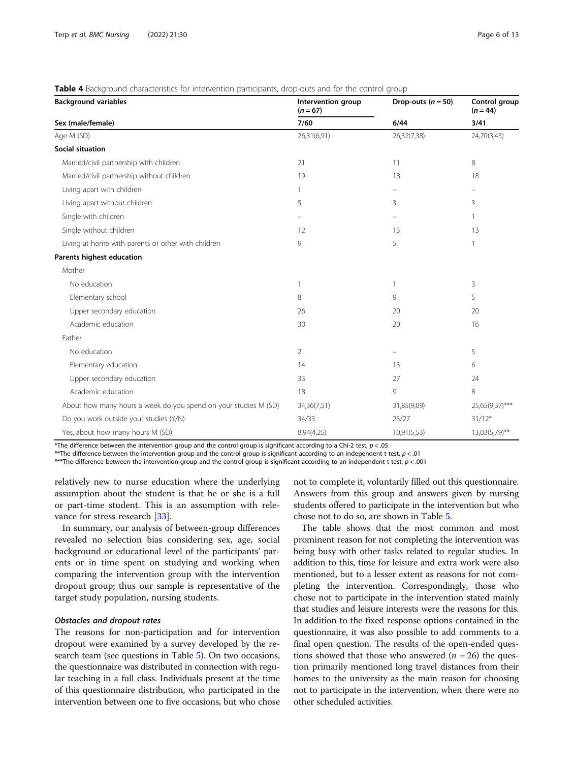**Table 4** Background characteristics for intervention participants, drop-outs and for the control group

| Background variables | Intervention group (n = 67) | Drop-outs (n = 50) | Control group (n = 44) |
|---|---|---|---|
| **Sex (male/female)** | **7/60** | **6/44** | **3/41** |
| Age M (SD) | 26,31(6,91) | 26,32(7,38) | 24,70(3,43) |
| **Social situation** | | | |
| Married/civil partnership with children | 21 | 11 | 8 |
| Married/civil partnership without children | 19 | 18 | 18 |
| Living apart with children | 1 | – | – |
| Living apart without children | 5 | 3 | 3 |
| Single with children | – | – | 1 |
| Single without children | 12 | 13 | 13 |
| Living at home with parents or other with children | 9 | 5 | 1 |
| **Parents highest education** | | | |
| Mother | | | |
| No education | 1 | 1 | 3 |
| Elementary school | 8 | 9 | 5 |
| Upper secondary education | 26 | 20 | 20 |
| Academic education | 30 | 20 | 16 |
| Father | | | |
| No education | 2 | – | 5 |
| Elementary education | 14 | 13 | 6 |
| Upper secondary education | 33 | 27 | 24 |
| Academic education | 18 | 9 | 8 |
| About how many hours a week do you spend on your studies M (SD) | 34,36(7,51) | 31,85(9,09) | 25,65(9,37)*** |
| Do you work outside your studies (Y/N) | 34/33 | 23/27 | 31/12* |
| Yes, about how many hours M (SD) | 8,94(4,25) | 10,91(5,53) | 13,03(5,79)** |

*The difference between the intervention group and the control group is significant according to a Chi-2 test, $p < .05$

**The difference between the intervention group and the control group is significant according to an independent t-test, $p < .01$

***The difference between the intervention group and the control group is significant according to an independent t-test, $p < .001$

relatively new to nurse education where the underlying assumption about the student is that he or she is a full or part-time student. This is an assumption with relevance for stress research [33].

In summary, our analysis of between-group differences revealed no selection bias considering sex, age, social background or educational level of the participants' parents or in time spent on studying and working when comparing the intervention group with the intervention dropout group; thus our sample is representative of the target study population, nursing students.

#### *Obstacles and dropout rates*

The reasons for non-participation and for intervention dropout were examined by a survey developed by the research team (see questions in Table 5). On two occasions, the questionnaire was distributed in connection with regular teaching in a full class. Individuals present at the time of this questionnaire distribution, who participated in the intervention between one to five occasions, but who chose not to complete it, voluntarily filled out this questionnaire. Answers from this group and answers given by nursing students offered to participate in the intervention but who chose not to do so, are shown in Table 5.

The table shows that the most common and most prominent reason for not completing the intervention was being busy with other tasks related to regular studies. In addition to this, time for leisure and extra work were also mentioned, but to a lesser extent as reasons for not completing the intervention. Correspondingly, those who chose not to participate in the intervention stated mainly that studies and leisure interests were the reasons for this. In addition to the fixed response options contained in the questionnaire, it was also possible to add comments to a final open question. The results of the open-ended questions showed that those who answered ($n = 26$) the question primarily mentioned long travel distances from their homes to the university as the main reason for choosing not to participate in the intervention, when there were no other scheduled activities.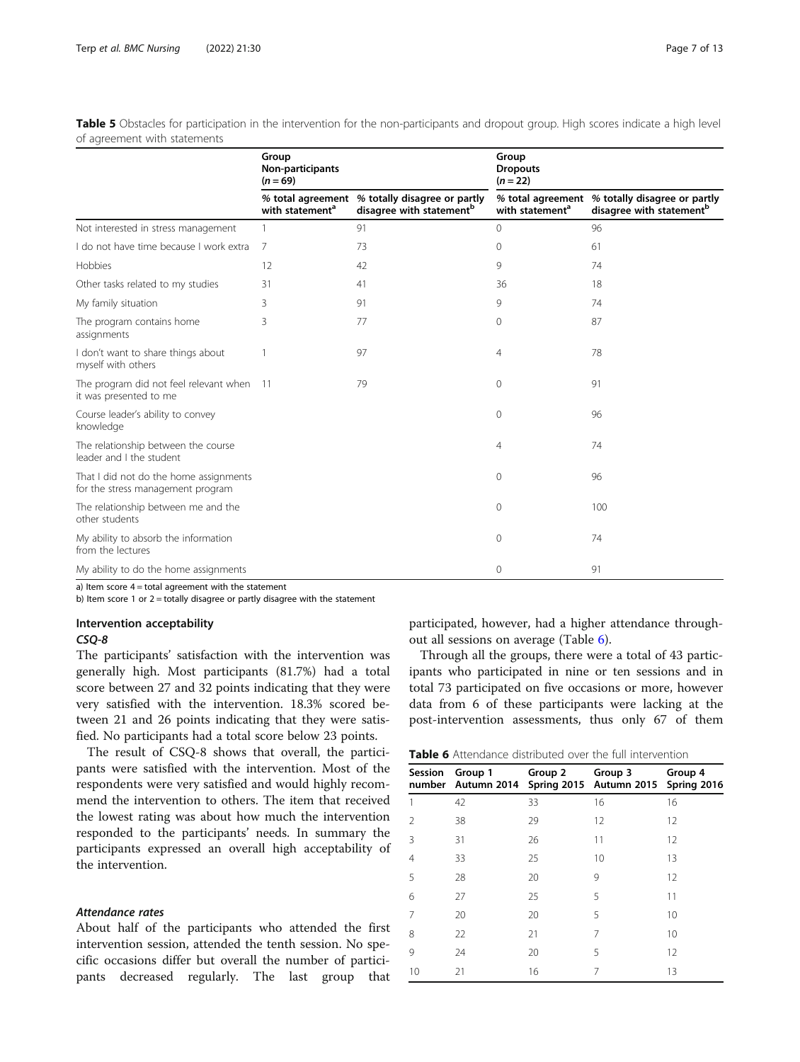**Table 5** Obstacles for participation in the intervention for the non-participants and dropout group. High scores indicate a high level of agreement with statements

| | Group Non-participants ($n = 69$) | | Group Dropouts ($n = 22$) | |
|---|---|---|---|---|
| | % total agreement with statement[a] | % totally disagree or partly disagree with statement[b] | % total agreement with statement[a] | % totally disagree or partly disagree with statement[b] |
| Not interested in stress management | 1 | 91 | 0 | 96 |
| I do not have time because I work extra | 7 | 73 | 0 | 61 |
| Hobbies | 12 | 42 | 9 | 74 |
| Other tasks related to my studies | 31 | 41 | 36 | 18 |
| My family situation | 3 | 91 | 9 | 74 |
| The program contains home assignments | 3 | 77 | 0 | 87 |
| I don't want to share things about myself with others | 1 | 97 | 4 | 78 |
| The program did not feel relevant when it was presented to me | 11 | 79 | 0 | 91 |
| Course leader's ability to convey knowledge | | | 0 | 96 |
| The relationship between the course leader and I the student | | | 4 | 74 |
| That I did not do the home assignments for the stress management program | | | 0 | 96 |
| The relationship between me and the other students | | | 0 | 100 |
| My ability to absorb the information from the lectures | | | 0 | 74 |
| My ability to do the home assignments | | | 0 | 91 |

a) Item score 4 = total agreement with the statement

b) Item score 1 or 2 = totally disagree or partly disagree with the statement

### Intervention acceptability

#### *CSQ-8*

The participants' satisfaction with the intervention was generally high. Most participants (81.7%) had a total score between 27 and 32 points indicating that they were very satisfied with the intervention. 18.3% scored between 21 and 26 points indicating that they were satisfied. No participants had a total score below 23 points.

The result of CSQ-8 shows that overall, the participants were satisfied with the intervention. Most of the respondents were very satisfied and would highly recommend the intervention to others. The item that received the lowest rating was about how much the intervention responded to the participants' needs. In summary the participants expressed an overall high acceptability of the intervention.

#### *Attendance rates*

About half of the participants who attended the first intervention session, attended the tenth session. No specific occasions differ but overall the number of participants decreased regularly. The last group that participated, however, had a higher attendance throughout all sessions on average (Table 6).

Through all the groups, there were a total of 43 participants who participated in nine or ten sessions and in total 73 participated on five occasions or more, however data from 6 of these participants were lacking at the post-intervention assessments, thus only 67 of them

**Table 6** Attendance distributed over the full intervention

| Session number | Group 1 Autumn 2014 | Group 2 Spring 2015 | Group 3 Autumn 2015 | Group 4 Spring 2016 |
|---|---|---|---|---|
| 1 | 42 | 33 | 16 | 16 |
| 2 | 38 | 29 | 12 | 12 |
| 3 | 31 | 26 | 11 | 12 |
| 4 | 33 | 25 | 10 | 13 |
| 5 | 28 | 20 | 9 | 12 |
| 6 | 27 | 25 | 5 | 11 |
| 7 | 20 | 20 | 5 | 10 |
| 8 | 22 | 21 | 7 | 10 |
| 9 | 24 | 20 | 5 | 12 |
| 10 | 21 | 16 | 7 | 13 |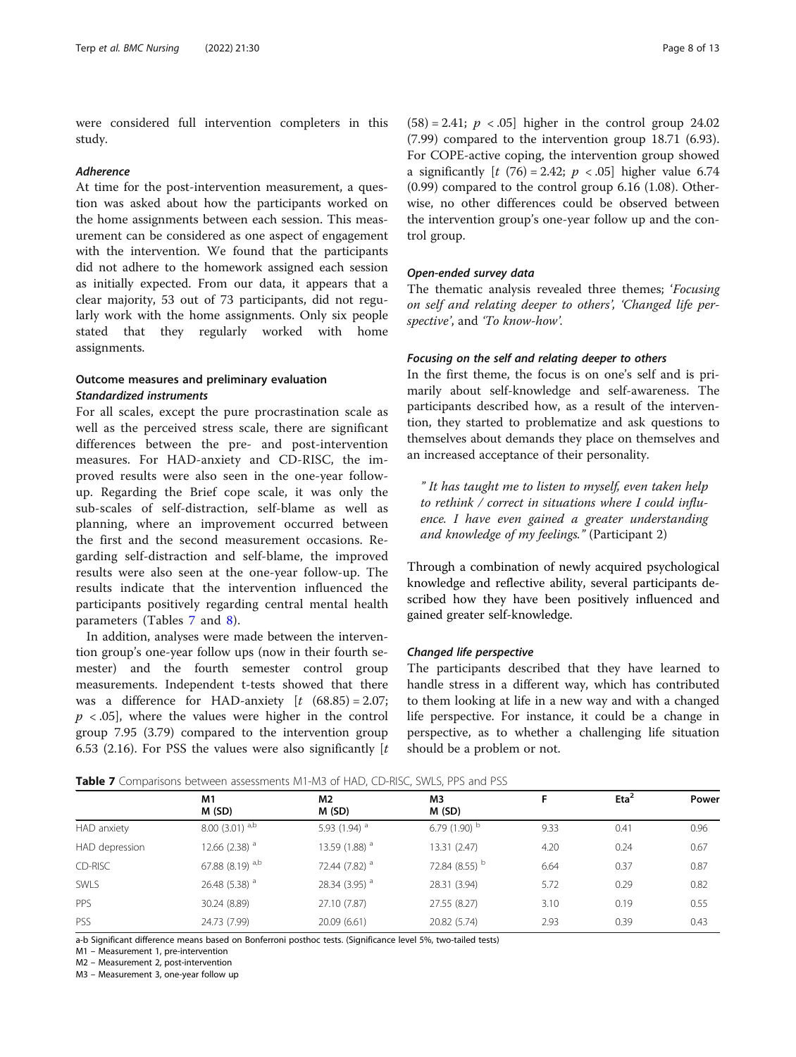were considered full intervention completers in this study.

#### *Adherence*

At time for the post-intervention measurement, a question was asked about how the participants worked on the home assignments between each session. This measurement can be considered as one aspect of engagement with the intervention. We found that the participants did not adhere to the homework assigned each session as initially expected. From our data, it appears that a clear majority, 53 out of 73 participants, did not regularly work with the home assignments. Only six people stated that they regularly worked with home assignments.

### Outcome measures and preliminary evaluation

#### *Standardized instruments*

For all scales, except the pure procrastination scale as well as the perceived stress scale, there are significant differences between the pre- and post-intervention measures. For HAD-anxiety and CD-RISC, the improved results were also seen in the one-year follow-up. Regarding the Brief cope scale, it was only the sub-scales of self-distraction, self-blame as well as planning, where an improvement occurred between the first and the second measurement occasions. Regarding self-distraction and self-blame, the improved results were also seen at the one-year follow-up. The results indicate that the intervention influenced the participants positively regarding central mental health parameters (Tables 7 and 8).

In addition, analyses were made between the intervention group's one-year follow ups (now in their fourth semester) and the fourth semester control group measurements. Independent t-tests showed that there was a difference for HAD-anxiety [$t$ $(68.85) = 2.07$; $p < .05$], where the values were higher in the control group 7.95 (3.79) compared to the intervention group 6.53 (2.16). For PSS the values were also significantly [$t$ $(58) = 2.41$; $p < .05$] higher in the control group 24.02 (7.99) compared to the intervention group 18.71 (6.93). For COPE-active coping, the intervention group showed a significantly [$t$ $(76) = 2.42$; $p < .05$] higher value 6.74 (0.99) compared to the control group 6.16 (1.08). Otherwise, no other differences could be observed between the intervention group's one-year follow up and the control group.

#### *Open-ended survey data*

The thematic analysis revealed three themes; '*Focusing on self and relating deeper to others*', '*Changed life perspective*', and '*To know-how*'.

#### *Focusing on the self and relating deeper to others*

In the first theme, the focus is on one's self and is primarily about self-knowledge and self-awareness. The participants described how, as a result of the intervention, they started to problematize and ask questions to themselves about demands they place on themselves and an increased acceptance of their personality.

> *" It has taught me to listen to myself, even taken help to rethink / correct in situations where I could influence. I have even gained a greater understanding and knowledge of my feelings."* (Participant 2)

Through a combination of newly acquired psychological knowledge and reflective ability, several participants described how they have been positively influenced and gained greater self-knowledge.

#### *Changed life perspective*

The participants described that they have learned to handle stress in a different way, which has contributed to them looking at life in a new way and with a changed life perspective. For instance, it could be a change in perspective, as to whether a challenging life situation should be a problem or not.

**Table 7** Comparisons between assessments M1-M3 of HAD, CD-RISC, SWLS, PPS and PSS

| | M1<br>M (SD) | M2<br>M (SD) | M3<br>M (SD) | F | Eta$^2$ | Power |
|---|---|---|---|---|---|---|
| HAD anxiety | 8.00 (3.01) $^{a,b}$ | 5.93 (1.94) $^{a}$ | 6.79 (1.90) $^{b}$ | 9.33 | 0.41 | 0.96 |
| HAD depression | 12.66 (2.38) $^{a}$ | 13.59 (1.88) $^{a}$ | 13.31 (2.47) | 4.20 | 0.24 | 0.67 |
| CD-RISC | 67.88 (8.19) $^{a,b}$ | 72.44 (7.82) $^{a}$ | 72.84 (8.55) $^{b}$ | 6.64 | 0.37 | 0.87 |
| SWLS | 26.48 (5.38) $^{a}$ | 28.34 (3.95) $^{a}$ | 28.31 (3.94) | 5.72 | 0.29 | 0.82 |
| PPS | 30.24 (8.89) | 27.10 (7.87) | 27.55 (8.27) | 3.10 | 0.19 | 0.55 |
| PSS | 24.73 (7.99) | 20.09 (6.61) | 20.82 (5.74) | 2.93 | 0.39 | 0.43 |

a-b Significant difference means based on Bonferroni posthoc tests. (Significance level 5%, two-tailed tests)

M1 – Measurement 1, pre-intervention

M2 – Measurement 2, post-intervention

M3 – Measurement 3, one-year follow up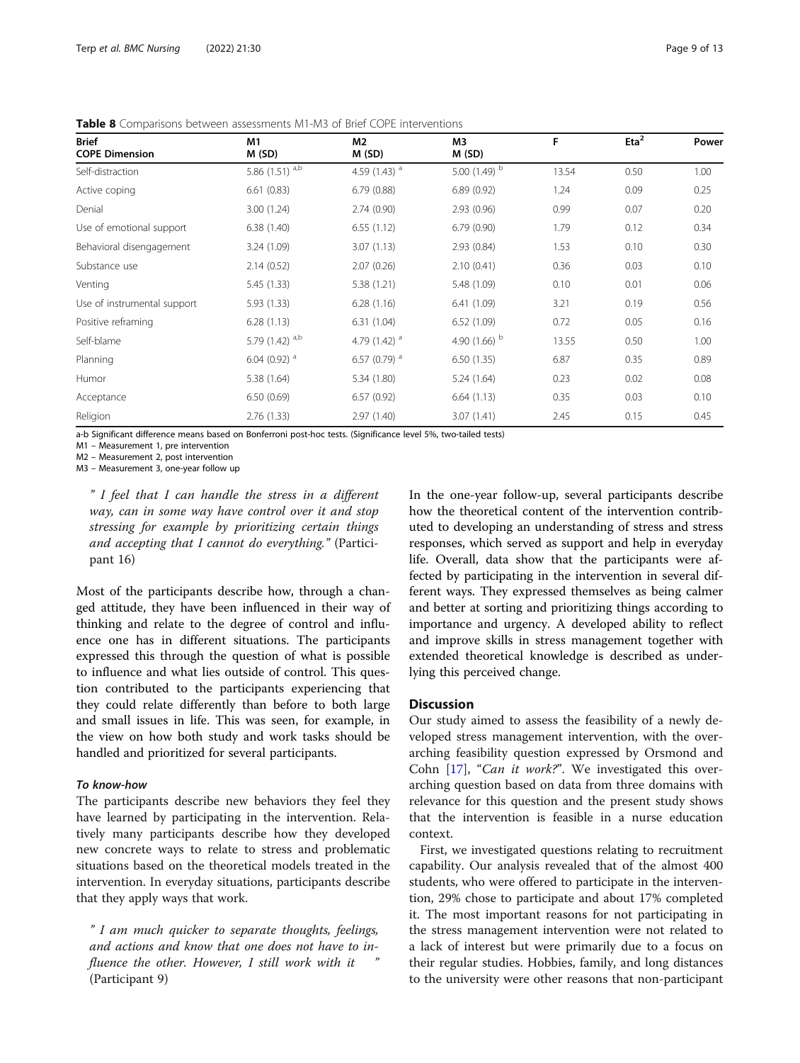**Table 8** Comparisons between assessments M1-M3 of Brief COPE interventions

| Brief COPE Dimension | M1 M (SD) | M2 M (SD) | M3 M (SD) | F | Eta[2] | Power |
|---|---|---|---|---|---|---|
| Self-distraction | 5.86 (1.51) [a,b] | 4.59 (1.43) [a] | 5.00 (1.49) [b] | 13.54 | 0.50 | 1.00 |
| Active coping | 6.61 (0.83) | 6.79 (0.88) | 6.89 (0.92) | 1.24 | 0.09 | 0.25 |
| Denial | 3.00 (1.24) | 2.74 (0.90) | 2.93 (0.96) | 0.99 | 0.07 | 0.20 |
| Use of emotional support | 6.38 (1.40) | 6.55 (1.12) | 6.79 (0.90) | 1.79 | 0.12 | 0.34 |
| Behavioral disengagement | 3.24 (1.09) | 3.07 (1.13) | 2.93 (0.84) | 1.53 | 0.10 | 0.30 |
| Substance use | 2.14 (0.52) | 2.07 (0.26) | 2.10 (0.41) | 0.36 | 0.03 | 0.10 |
| Venting | 5.45 (1.33) | 5.38 (1.21) | 5.48 (1.09) | 0.10 | 0.01 | 0.06 |
| Use of instrumental support | 5.93 (1.33) | 6.28 (1.16) | 6.41 (1.09) | 3.21 | 0.19 | 0.56 |
| Positive reframing | 6.28 (1.13) | 6.31 (1.04) | 6.52 (1.09) | 0.72 | 0.05 | 0.16 |
| Self-blame | 5.79 (1.42) [a,b] | 4.79 (1.42) [a] | 4.90 (1.66) [b] | 13.55 | 0.50 | 1.00 |
| Planning | 6.04 (0.92) [a] | 6.57 (0.79) [a] | 6.50 (1.35) | 6.87 | 0.35 | 0.89 |
| Humor | 5.38 (1.64) | 5.34 (1.80) | 5.24 (1.64) | 0.23 | 0.02 | 0.08 |
| Acceptance | 6.50 (0.69) | 6.57 (0.92) | 6.64 (1.13) | 0.35 | 0.03 | 0.10 |
| Religion | 2.76 (1.33) | 2.97 (1.40) | 3.07 (1.41) | 2.45 | 0.15 | 0.45 |

a-b Significant difference means based on Bonferroni post-hoc tests. (Significance level 5%, two-tailed tests)

M1 – Measurement 1, pre intervention

M2 – Measurement 2, post intervention

M3 – Measurement 3, one-year follow up

> *" I feel that I can handle the stress in a different way, can in some way have control over it and stop stressing for example by prioritizing certain things and accepting that I cannot do everything."* (Participant 16)

Most of the participants describe how, through a changed attitude, they have been influenced in their way of thinking and relate to the degree of control and influence one has in different situations. The participants expressed this through the question of what is possible to influence and what lies outside of control. This question contributed to the participants experiencing that they could relate differently than before to both large and small issues in life. This was seen, for example, in the view on how both study and work tasks should be handled and prioritized for several participants.

#### *To know-how*

The participants describe new behaviors they feel they have learned by participating in the intervention. Relatively many participants describe how they developed new concrete ways to relate to stress and problematic situations based on the theoretical models treated in the intervention. In everyday situations, participants describe that they apply ways that work.

> *" I am much quicker to separate thoughts, feelings, and actions and know that one does not have to influence the other. However, I still work with it "* (Participant 9)

In the one-year follow-up, several participants describe how the theoretical content of the intervention contributed to developing an understanding of stress and stress responses, which served as support and help in everyday life. Overall, data show that the participants were affected by participating in the intervention in several different ways. They expressed themselves as being calmer and better at sorting and prioritizing things according to importance and urgency. A developed ability to reflect and improve skills in stress management together with extended theoretical knowledge is described as underlying this perceived change.

## Discussion

Our study aimed to assess the feasibility of a newly developed stress management intervention, with the overarching feasibility question expressed by Orsmond and Cohn [17], "*Can it work?*". We investigated this overarching question based on data from three domains with relevance for this question and the present study shows that the intervention is feasible in a nurse education context.

First, we investigated questions relating to recruitment capability. Our analysis revealed that of the almost 400 students, who were offered to participate in the intervention, 29% chose to participate and about 17% completed it. The most important reasons for not participating in the stress management intervention were not related to a lack of interest but were primarily due to a focus on their regular studies. Hobbies, family, and long distances to the university were other reasons that non-participant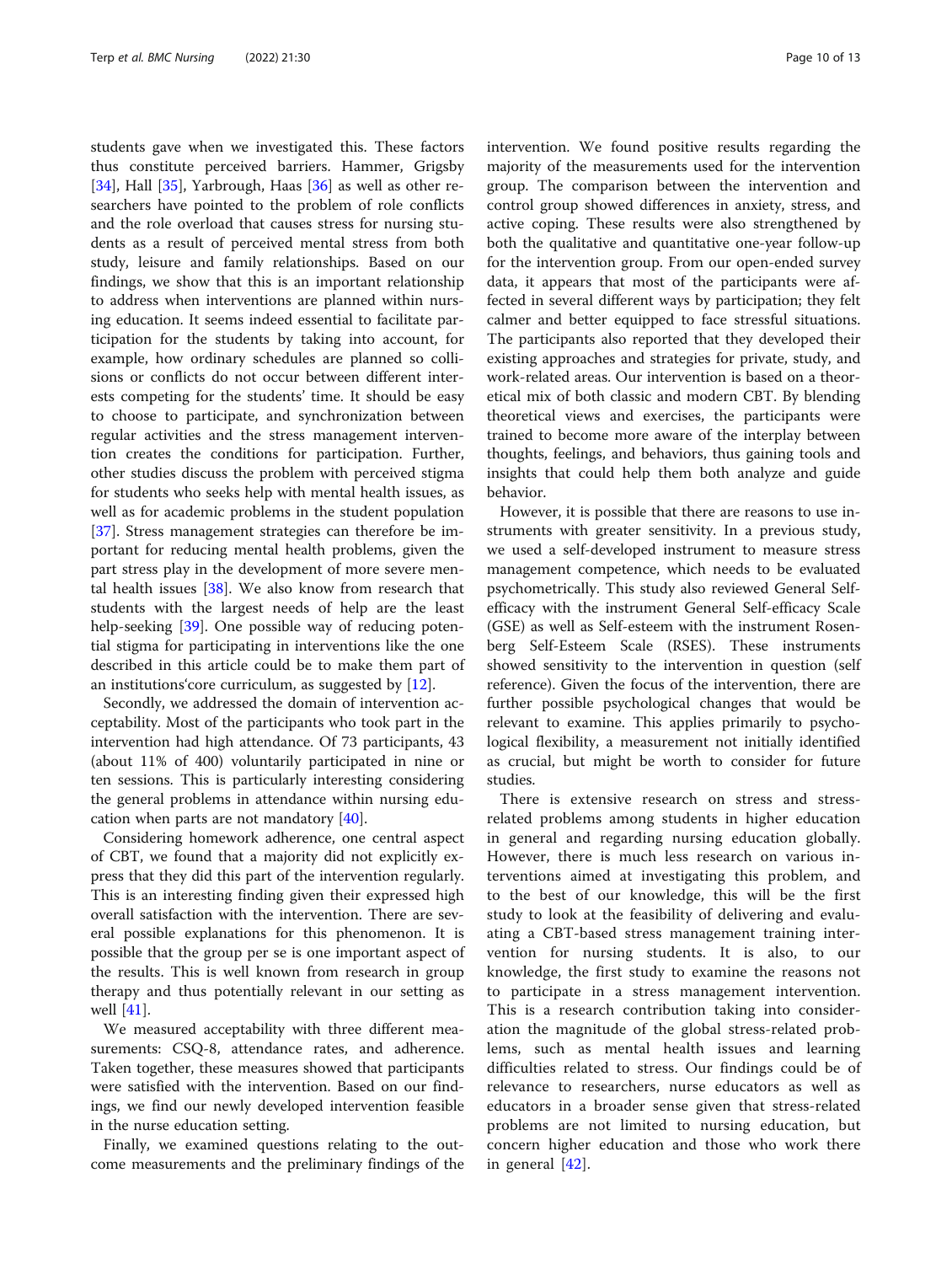students gave when we investigated this. These factors thus constitute perceived barriers. Hammer, Grigsby [34], Hall [35], Yarbrough, Haas [36] as well as other researchers have pointed to the problem of role conflicts and the role overload that causes stress for nursing students as a result of perceived mental stress from both study, leisure and family relationships. Based on our findings, we show that this is an important relationship to address when interventions are planned within nursing education. It seems indeed essential to facilitate participation for the students by taking into account, for example, how ordinary schedules are planned so collisions or conflicts do not occur between different interests competing for the students' time. It should be easy to choose to participate, and synchronization between regular activities and the stress management intervention creates the conditions for participation. Further, other studies discuss the problem with perceived stigma for students who seeks help with mental health issues, as well as for academic problems in the student population [37]. Stress management strategies can therefore be important for reducing mental health problems, given the part stress play in the development of more severe mental health issues [38]. We also know from research that students with the largest needs of help are the least help-seeking [39]. One possible way of reducing potential stigma for participating in interventions like the one described in this article could be to make them part of an institutions'core curriculum, as suggested by [12].

Secondly, we addressed the domain of intervention acceptability. Most of the participants who took part in the intervention had high attendance. Of 73 participants, 43 (about 11% of 400) voluntarily participated in nine or ten sessions. This is particularly interesting considering the general problems in attendance within nursing education when parts are not mandatory [40].

Considering homework adherence, one central aspect of CBT, we found that a majority did not explicitly express that they did this part of the intervention regularly. This is an interesting finding given their expressed high overall satisfaction with the intervention. There are several possible explanations for this phenomenon. It is possible that the group per se is one important aspect of the results. This is well known from research in group therapy and thus potentially relevant in our setting as well [41].

We measured acceptability with three different measurements: CSQ-8, attendance rates, and adherence. Taken together, these measures showed that participants were satisfied with the intervention. Based on our findings, we find our newly developed intervention feasible in the nurse education setting.

Finally, we examined questions relating to the outcome measurements and the preliminary findings of the intervention. We found positive results regarding the majority of the measurements used for the intervention group. The comparison between the intervention and control group showed differences in anxiety, stress, and active coping. These results were also strengthened by both the qualitative and quantitative one-year follow-up for the intervention group. From our open-ended survey data, it appears that most of the participants were affected in several different ways by participation; they felt calmer and better equipped to face stressful situations. The participants also reported that they developed their existing approaches and strategies for private, study, and work-related areas. Our intervention is based on a theoretical mix of both classic and modern CBT. By blending theoretical views and exercises, the participants were trained to become more aware of the interplay between thoughts, feelings, and behaviors, thus gaining tools and insights that could help them both analyze and guide behavior.

However, it is possible that there are reasons to use instruments with greater sensitivity. In a previous study, we used a self-developed instrument to measure stress management competence, which needs to be evaluated psychometrically. This study also reviewed General Self-efficacy with the instrument General Self-efficacy Scale (GSE) as well as Self-esteem with the instrument Rosenberg Self-Esteem Scale (RSES). These instruments showed sensitivity to the intervention in question (self reference). Given the focus of the intervention, there are further possible psychological changes that would be relevant to examine. This applies primarily to psychological flexibility, a measurement not initially identified as crucial, but might be worth to consider for future studies.

There is extensive research on stress and stress-related problems among students in higher education in general and regarding nursing education globally. However, there is much less research on various interventions aimed at investigating this problem, and to the best of our knowledge, this will be the first study to look at the feasibility of delivering and evaluating a CBT-based stress management training intervention for nursing students. It is also, to our knowledge, the first study to examine the reasons not to participate in a stress management intervention. This is a research contribution taking into consideration the magnitude of the global stress-related problems, such as mental health issues and learning difficulties related to stress. Our findings could be of relevance to researchers, nurse educators as well as educators in a broader sense given that stress-related problems are not limited to nursing education, but concern higher education and those who work there in general [42].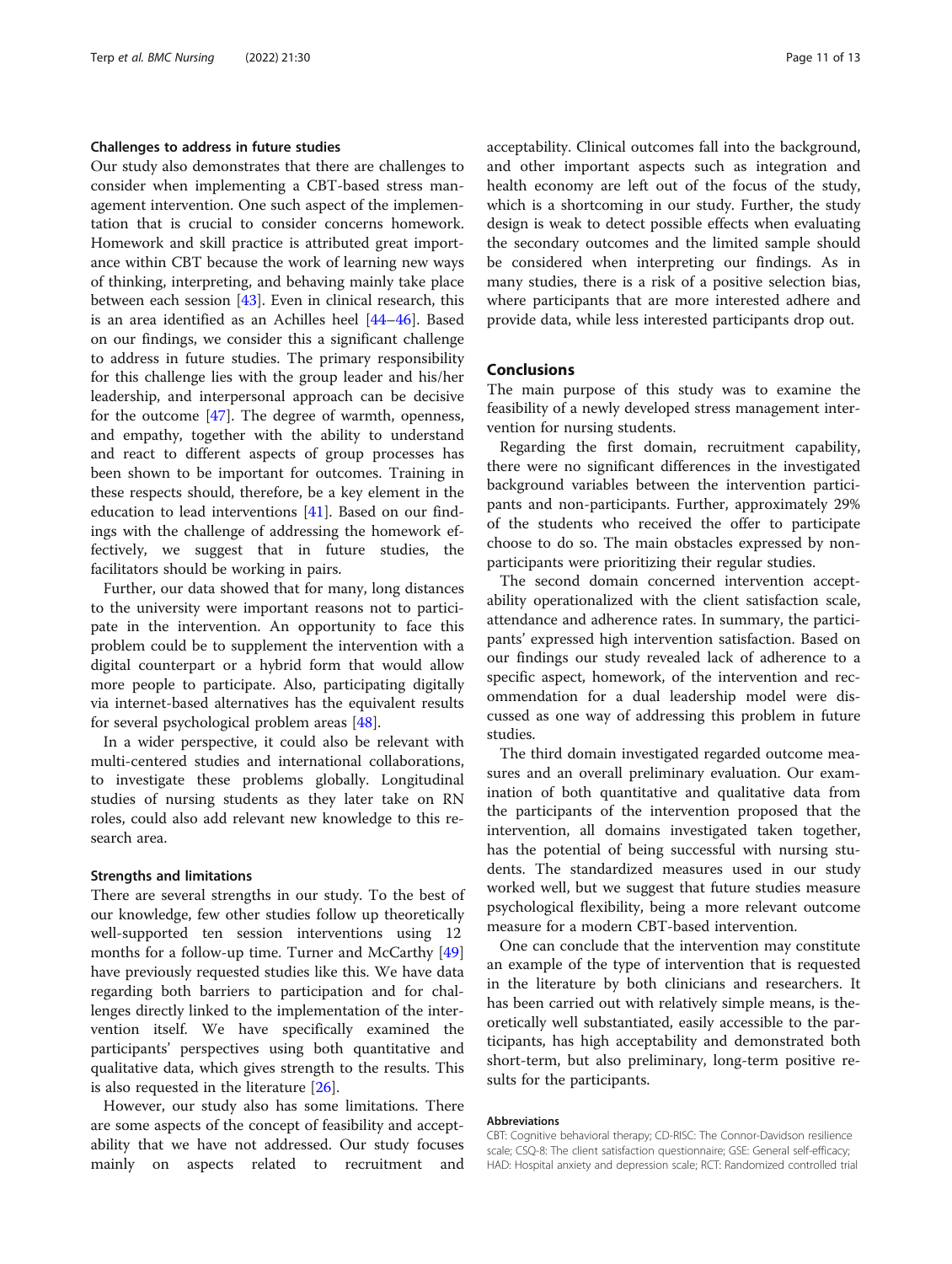### Challenges to address in future studies

Our study also demonstrates that there are challenges to consider when implementing a CBT-based stress management intervention. One such aspect of the implementation that is crucial to consider concerns homework. Homework and skill practice is attributed great importance within CBT because the work of learning new ways of thinking, interpreting, and behaving mainly take place between each session [43]. Even in clinical research, this is an area identified as an Achilles heel [44–46]. Based on our findings, we consider this a significant challenge to address in future studies. The primary responsibility for this challenge lies with the group leader and his/her leadership, and interpersonal approach can be decisive for the outcome [47]. The degree of warmth, openness, and empathy, together with the ability to understand and react to different aspects of group processes has been shown to be important for outcomes. Training in these respects should, therefore, be a key element in the education to lead interventions [41]. Based on our findings with the challenge of addressing the homework effectively, we suggest that in future studies, the facilitators should be working in pairs.

Further, our data showed that for many, long distances to the university were important reasons not to participate in the intervention. An opportunity to face this problem could be to supplement the intervention with a digital counterpart or a hybrid form that would allow more people to participate. Also, participating digitally via internet-based alternatives has the equivalent results for several psychological problem areas [48].

In a wider perspective, it could also be relevant with multi-centered studies and international collaborations, to investigate these problems globally. Longitudinal studies of nursing students as they later take on RN roles, could also add relevant new knowledge to this research area.

### Strengths and limitations

There are several strengths in our study. To the best of our knowledge, few other studies follow up theoretically well-supported ten session interventions using 12 months for a follow-up time. Turner and McCarthy [49] have previously requested studies like this. We have data regarding both barriers to participation and for challenges directly linked to the implementation of the intervention itself. We have specifically examined the participants' perspectives using both quantitative and qualitative data, which gives strength to the results. This is also requested in the literature [26].

However, our study also has some limitations. There are some aspects of the concept of feasibility and acceptability that we have not addressed. Our study focuses mainly on aspects related to recruitment and acceptability. Clinical outcomes fall into the background, and other important aspects such as integration and health economy are left out of the focus of the study, which is a shortcoming in our study. Further, the study design is weak to detect possible effects when evaluating the secondary outcomes and the limited sample should be considered when interpreting our findings. As in many studies, there is a risk of a positive selection bias, where participants that are more interested adhere and provide data, while less interested participants drop out.

## Conclusions

The main purpose of this study was to examine the feasibility of a newly developed stress management intervention for nursing students.

Regarding the first domain, recruitment capability, there were no significant differences in the investigated background variables between the intervention participants and non-participants. Further, approximately 29% of the students who received the offer to participate choose to do so. The main obstacles expressed by non-participants were prioritizing their regular studies.

The second domain concerned intervention acceptability operationalized with the client satisfaction scale, attendance and adherence rates. In summary, the participants' expressed high intervention satisfaction. Based on our findings our study revealed lack of adherence to a specific aspect, homework, of the intervention and recommendation for a dual leadership model were discussed as one way of addressing this problem in future studies.

The third domain investigated regarded outcome measures and an overall preliminary evaluation. Our examination of both quantitative and qualitative data from the participants of the intervention proposed that the intervention, all domains investigated taken together, has the potential of being successful with nursing students. The standardized measures used in our study worked well, but we suggest that future studies measure psychological flexibility, being a more relevant outcome measure for a modern CBT-based intervention.

One can conclude that the intervention may constitute an example of the type of intervention that is requested in the literature by both clinicians and researchers. It has been carried out with relatively simple means, is theoretically well substantiated, easily accessible to the participants, has high acceptability and demonstrated both short-term, but also preliminary, long-term positive results for the participants.

#### Abbreviations

CBT: Cognitive behavioral therapy; CD-RISC: The Connor-Davidson resilience scale; CSQ-8: The client satisfaction questionnaire; GSE: General self-efficacy; HAD: Hospital anxiety and depression scale; RCT: Randomized controlled trial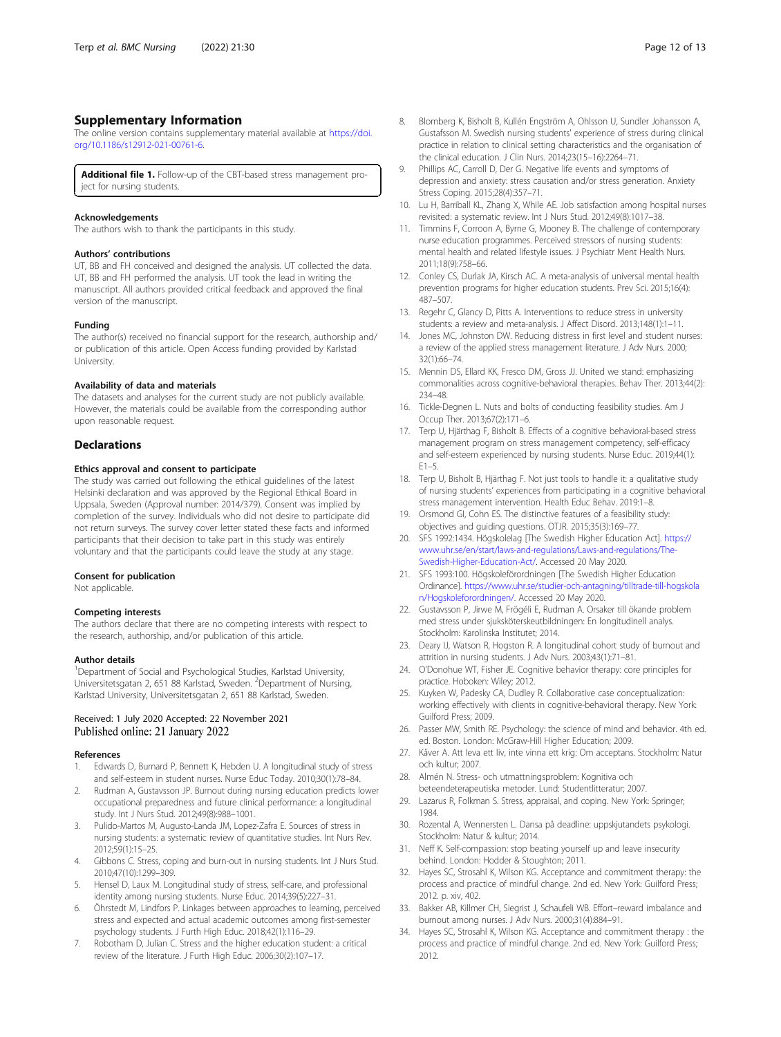## Supplementary Information

The online version contains supplementary material available at https://doi.org/10.1186/s12912-021-00761-6.

**Additional file 1.** Follow-up of the CBT-based stress management project for nursing students.

### Acknowledgements

The authors wish to thank the participants in this study.

### Authors' contributions

UT, BB and FH conceived and designed the analysis. UT collected the data. UT, BB and FH performed the analysis. UT took the lead in writing the manuscript. All authors provided critical feedback and approved the final version of the manuscript.

### Funding

The author(s) received no financial support for the research, authorship and/or publication of this article. Open Access funding provided by Karlstad University.

### Availability of data and materials

The datasets and analyses for the current study are not publicly available. However, the materials could be available from the corresponding author upon reasonable request.

## Declarations

### Ethics approval and consent to participate

The study was carried out following the ethical guidelines of the latest Helsinki declaration and was approved by the Regional Ethical Board in Uppsala, Sweden (Approval number: 2014/379). Consent was implied by completion of the survey. Individuals who did not desire to participate did not return surveys. The survey cover letter stated these facts and informed participants that their decision to take part in this study was entirely voluntary and that the participants could leave the study at any stage.

### Consent for publication

Not applicable.

### Competing interests

The authors declare that there are no competing interests with respect to the research, authorship, and/or publication of this article.

### Author details

[1]Department of Social and Psychological Studies, Karlstad University, Universitetsgatan 2, 651 88 Karlstad, Sweden. [2]Department of Nursing, Karlstad University, Universitetsgatan 2, 651 88 Karlstad, Sweden.

Received: 1 July 2020 Accepted: 22 November 2021
Published online: 21 January 2022

### References

1. Edwards D, Burnard P, Bennett K, Hebden U. A longitudinal study of stress and self-esteem in student nurses. Nurse Educ Today. 2010;30(1):78–84.
2. Rudman A, Gustavsson JP. Burnout during nursing education predicts lower occupational preparedness and future clinical performance: a longitudinal study. Int J Nurs Stud. 2012;49(8):988–1001.
3. Pulido-Martos M, Augusto-Landa JM, Lopez-Zafra E. Sources of stress in nursing students: a systematic review of quantitative studies. Int Nurs Rev. 2012;59(1):15–25.
4. Gibbons C. Stress, coping and burn-out in nursing students. Int J Nurs Stud. 2010;47(10):1299–309.
5. Hensel D, Laux M. Longitudinal study of stress, self-care, and professional identity among nursing students. Nurse Educ. 2014;39(5):227–31.
6. Öhrstedt M, Lindfors P. Linkages between approaches to learning, perceived stress and expected and actual academic outcomes among first-semester psychology students. J Furth High Educ. 2018;42(1):116–29.
7. Robotham D, Julian C. Stress and the higher education student: a critical review of the literature. J Furth High Educ. 2006;30(2):107–17.
8. Blomberg K, Bisholt B, Kullén Engström A, Ohlsson U, Sundler Johansson A, Gustafsson M. Swedish nursing students' experience of stress during clinical practice in relation to clinical setting characteristics and the organisation of the clinical education. J Clin Nurs. 2014;23(15–16):2264–71.
9. Phillips AC, Carroll D, Der G. Negative life events and symptoms of depression and anxiety: stress causation and/or stress generation. Anxiety Stress Coping. 2015;28(4):357–71.
10. Lu H, Barriball KL, Zhang X, While AE. Job satisfaction among hospital nurses revisited: a systematic review. Int J Nurs Stud. 2012;49(8):1017–38.
11. Timmins F, Corroon A, Byrne G, Mooney B. The challenge of contemporary nurse education programmes. Perceived stressors of nursing students: mental health and related lifestyle issues. J Psychiatr Ment Health Nurs. 2011;18(9):758–66.
12. Conley CS, Durlak JA, Kirsch AC. A meta-analysis of universal mental health prevention programs for higher education students. Prev Sci. 2015;16(4):487–507.
13. Regehr C, Glancy D, Pitts A. Interventions to reduce stress in university students: a review and meta-analysis. J Affect Disord. 2013;148(1):1–11.
14. Jones MC, Johnston DW. Reducing distress in first level and student nurses: a review of the applied stress management literature. J Adv Nurs. 2000;32(1):66–74.
15. Mennin DS, Ellard KK, Fresco DM, Gross JJ. United we stand: emphasizing commonalities across cognitive-behavioral therapies. Behav Ther. 2013;44(2):234–48.
16. Tickle-Degnen L. Nuts and bolts of conducting feasibility studies. Am J Occup Ther. 2013;67(2):171–6.
17. Terp U, Hjärthag F, Bisholt B. Effects of a cognitive behavioral-based stress management program on stress management competency, self-efficacy and self-esteem experienced by nursing students. Nurse Educ. 2019;44(1):E1–5.
18. Terp U, Bisholt B, Hjärthag F. Not just tools to handle it: a qualitative study of nursing students' experiences from participating in a cognitive behavioral stress management intervention. Health Educ Behav. 2019:1–8.
19. Orsmond GI, Cohn ES. The distinctive features of a feasibility study: objectives and guiding questions. OTJR. 2015;35(3):169–77.
20. SFS 1992:1434. Högskolelag [The Swedish Higher Education Act]. https://www.uhr.se/en/start/laws-and-regulations/Laws-and-regulations/The-Swedish-Higher-Education-Act/. Accessed 20 May 2020.
21. SFS 1993:100. Högskoleförordningen [The Swedish Higher Education Ordinance]. https://www.uhr.se/studier-och-antagning/tilltrade-till-hogskolan/Hogskoleforordningen/. Accessed 20 May 2020.
22. Gustavsson P, Jirwe M, Frögéli E, Rudman A. Orsaker till ökande problem med stress under sjuksköterskeutbildningen: En longitudinell analys. Stockholm: Karolinska Institutet; 2014.
23. Deary IJ, Watson R, Hogston R. A longitudinal cohort study of burnout and attrition in nursing students. J Adv Nurs. 2003;43(1):71–81.
24. O'Donohue WT, Fisher JE. Cognitive behavior therapy: core principles for practice. Hoboken: Wiley; 2012.
25. Kuyken W, Padesky CA, Dudley R. Collaborative case conceptualization: working effectively with clients in cognitive-behavioral therapy. New York: Guilford Press; 2009.
26. Passer MW, Smith RE. Psychology: the science of mind and behavior. 4th ed. ed. Boston. London: McGraw-Hill Higher Education; 2009.
27. Kåver A. Att leva ett liv, inte vinna ett krig: Om acceptans. Stockholm: Natur och kultur; 2007.
28. Almén N. Stress- och utmattningsproblem: Kognitiva och beteendeterapeutiska metoder. Lund: Studentlitteratur; 2007.
29. Lazarus R, Folkman S. Stress, appraisal, and coping. New York: Springer; 1984.
30. Rozental A, Wennersten L. Dansa på deadline: uppskjutandets psykologi. Stockholm: Natur & kultur; 2014.
31. Neff K. Self-compassion: stop beating yourself up and leave insecurity behind. London: Hodder & Stoughton; 2011.
32. Hayes SC, Strosahl K, Wilson KG. Acceptance and commitment therapy: the process and practice of mindful change. 2nd ed. New York: Guilford Press; 2012. p. xiv, 402.
33. Bakker AB, Killmer CH, Siegrist J, Schaufeli WB. Effort–reward imbalance and burnout among nurses. J Adv Nurs. 2000;31(4):884–91.
34. Hayes SC, Strosahl K, Wilson KG. Acceptance and commitment therapy : the process and practice of mindful change. 2nd ed. New York: Guilford Press; 2012.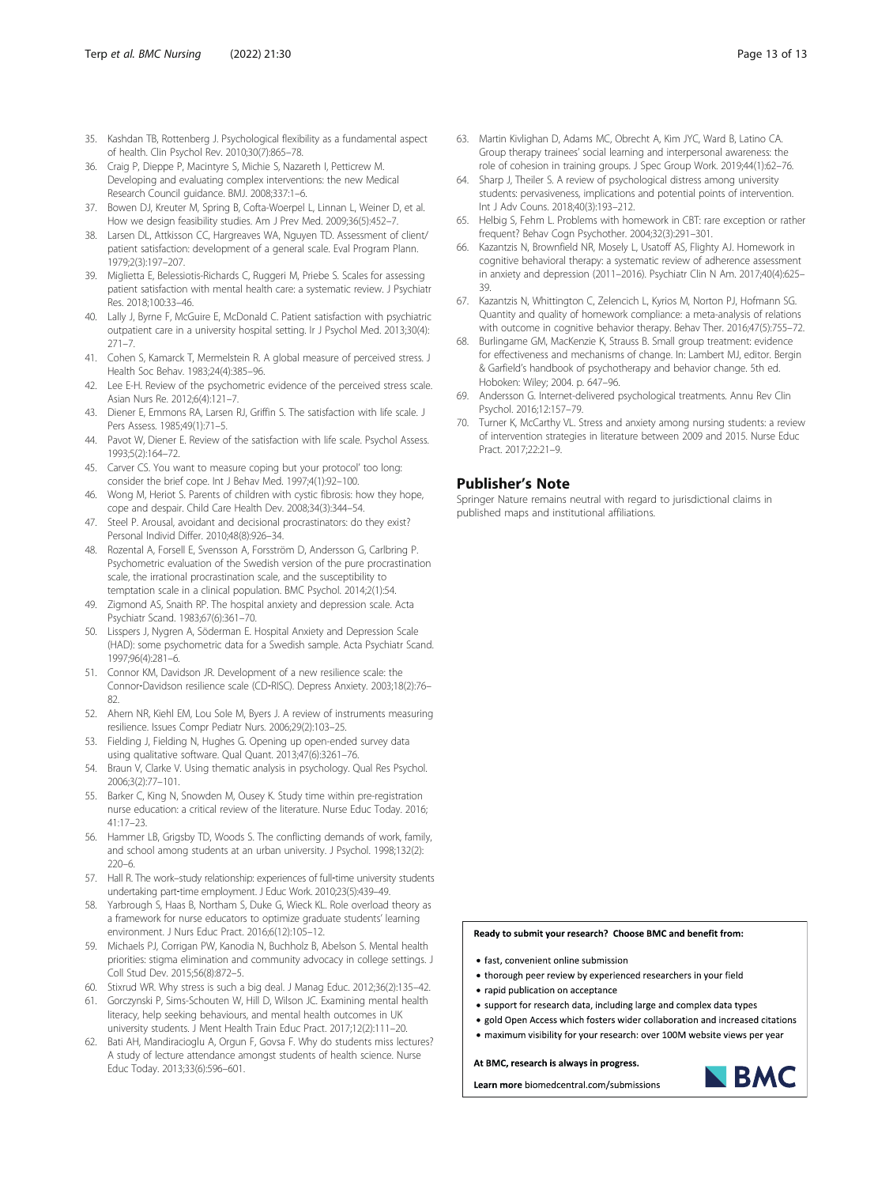35. Kashdan TB, Rottenberg J. Psychological flexibility as a fundamental aspect of health. Clin Psychol Rev. 2010;30(7):865–78.
36. Craig P, Dieppe P, Macintyre S, Michie S, Nazareth I, Petticrew M. Developing and evaluating complex interventions: the new Medical Research Council guidance. BMJ. 2008;337:1–6.
37. Bowen DJ, Kreuter M, Spring B, Cofta-Woerpel L, Linnan L, Weiner D, et al. How we design feasibility studies. Am J Prev Med. 2009;36(5):452–7.
38. Larsen DL, Attkisson CC, Hargreaves WA, Nguyen TD. Assessment of client/patient satisfaction: development of a general scale. Eval Program Plann. 1979;2(3):197–207.
39. Miglietta E, Belessiotis-Richards C, Ruggeri M, Priebe S. Scales for assessing patient satisfaction with mental health care: a systematic review. J Psychiatr Res. 2018;100:33–46.
40. Lally J, Byrne F, McGuire E, McDonald C. Patient satisfaction with psychiatric outpatient care in a university hospital setting. Ir J Psychol Med. 2013;30(4):271–7.
41. Cohen S, Kamarck T, Mermelstein R. A global measure of perceived stress. J Health Soc Behav. 1983;24(4):385–96.
42. Lee E-H. Review of the psychometric evidence of the perceived stress scale. Asian Nurs Re. 2012;6(4):121–7.
43. Diener E, Emmons RA, Larsen RJ, Griffin S. The satisfaction with life scale. J Pers Assess. 1985;49(1):71–5.
44. Pavot W, Diener E. Review of the satisfaction with life scale. Psychol Assess. 1993;5(2):164–72.
45. Carver CS. You want to measure coping but your protocol' too long: consider the brief cope. Int J Behav Med. 1997;4(1):92–100.
46. Wong M, Heriot S. Parents of children with cystic fibrosis: how they hope, cope and despair. Child Care Health Dev. 2008;34(3):344–54.
47. Steel P. Arousal, avoidant and decisional procrastinators: do they exist? Personal Individ Differ. 2010;48(8):926–34.
48. Rozental A, Forsell E, Svensson A, Forsström D, Andersson G, Carlbring P. Psychometric evaluation of the Swedish version of the pure procrastination scale, the irrational procrastination scale, and the susceptibility to temptation scale in a clinical population. BMC Psychol. 2014;2(1):54.
49. Zigmond AS, Snaith RP. The hospital anxiety and depression scale. Acta Psychiatr Scand. 1983;67(6):361–70.
50. Lisspers J, Nygren A, Söderman E. Hospital Anxiety and Depression Scale (HAD): some psychometric data for a Swedish sample. Acta Psychiatr Scand. 1997;96(4):281–6.
51. Connor KM, Davidson JR. Development of a new resilience scale: the Connor-Davidson resilience scale (CD-RISC). Depress Anxiety. 2003;18(2):76–82.
52. Ahern NR, Kiehl EM, Lou Sole M, Byers J. A review of instruments measuring resilience. Issues Compr Pediatr Nurs. 2006;29(2):103–25.
53. Fielding J, Fielding N, Hughes G. Opening up open-ended survey data using qualitative software. Qual Quant. 2013;47(6):3261–76.
54. Braun V, Clarke V. Using thematic analysis in psychology. Qual Res Psychol. 2006;3(2):77–101.
55. Barker C, King N, Snowden M, Ousey K. Study time within pre-registration nurse education: a critical review of the literature. Nurse Educ Today. 2016;41:17–23.
56. Hammer LB, Grigsby TD, Woods S. The conflicting demands of work, family, and school among students at an urban university. J Psychol. 1998;132(2):220–6.
57. Hall R. The work–study relationship: experiences of full-time university students undertaking part-time employment. J Educ Work. 2010;23(5):439–49.
58. Yarbrough S, Haas B, Northam S, Duke G, Wieck KL. Role overload theory as a framework for nurse educators to optimize graduate students' learning environment. J Nurs Educ Pract. 2016;6(12):105–12.
59. Michaels PJ, Corrigan PW, Kanodia N, Buchholz B, Abelson S. Mental health priorities: stigma elimination and community advocacy in college settings. J Coll Stud Dev. 2015;56(8):872–5.
60. Stixrud WR. Why stress is such a big deal. J Manag Educ. 2012;36(2):135–42.
61. Gorczynski P, Sims-Schouten W, Hill D, Wilson JC. Examining mental health literacy, help seeking behaviours, and mental health outcomes in UK university students. J Ment Health Train Educ Pract. 2017;12(2):111–20.
62. Bati AH, Mandiracioglu A, Orgun F, Govsa F. Why do students miss lectures? A study of lecture attendance amongst students of health science. Nurse Educ Today. 2013;33(6):596–601.
63. Martin Kivlighan D, Adams MC, Obrecht A, Kim JYC, Ward B, Latino CA. Group therapy trainees' social learning and interpersonal awareness: the role of cohesion in training groups. J Spec Group Work. 2019;44(1):62–76.
64. Sharp J, Theiler S. A review of psychological distress among university students: pervasiveness, implications and potential points of intervention. Int J Adv Couns. 2018;40(3):193–212.
65. Helbig S, Fehm L. Problems with homework in CBT: rare exception or rather frequent? Behav Cogn Psychother. 2004;32(3):291–301.
66. Kazantzis N, Brownfield NR, Mosely L, Usatoff AS, Flighty AJ. Homework in cognitive behavioral therapy: a systematic review of adherence assessment in anxiety and depression (2011–2016). Psychiatr Clin N Am. 2017;40(4):625–39.
67. Kazantzis N, Whittington C, Zelencich L, Kyrios M, Norton PJ, Hofmann SG. Quantity and quality of homework compliance: a meta-analysis of relations with outcome in cognitive behavior therapy. Behav Ther. 2016;47(5):755–72.
68. Burlingame GM, MacKenzie K, Strauss B. Small group treatment: evidence for effectiveness and mechanisms of change. In: Lambert MJ, editor. Bergin & Garfield's handbook of psychotherapy and behavior change. 5th ed. Hoboken: Wiley; 2004. p. 647–96.
69. Andersson G. Internet-delivered psychological treatments. Annu Rev Clin Psychol. 2016;12:157–79.
70. Turner K, McCarthy VL. Stress and anxiety among nursing students: a review of intervention strategies in literature between 2009 and 2015. Nurse Educ Pract. 2017;22:21–9.

## Publisher's Note

Springer Nature remains neutral with regard to jurisdictional claims in published maps and institutional affiliations.

**Ready to submit your research? Choose BMC and benefit from:**

- fast, convenient online submission
- thorough peer review by experienced researchers in your field
- rapid publication on acceptance
- support for research data, including large and complex data types
- gold Open Access which fosters wider collaboration and increased citations
- maximum visibility for your research: over 100M website views per year

**At BMC, research is always in progress.**

**Learn more** biomedcentral.com/submissions

BMC